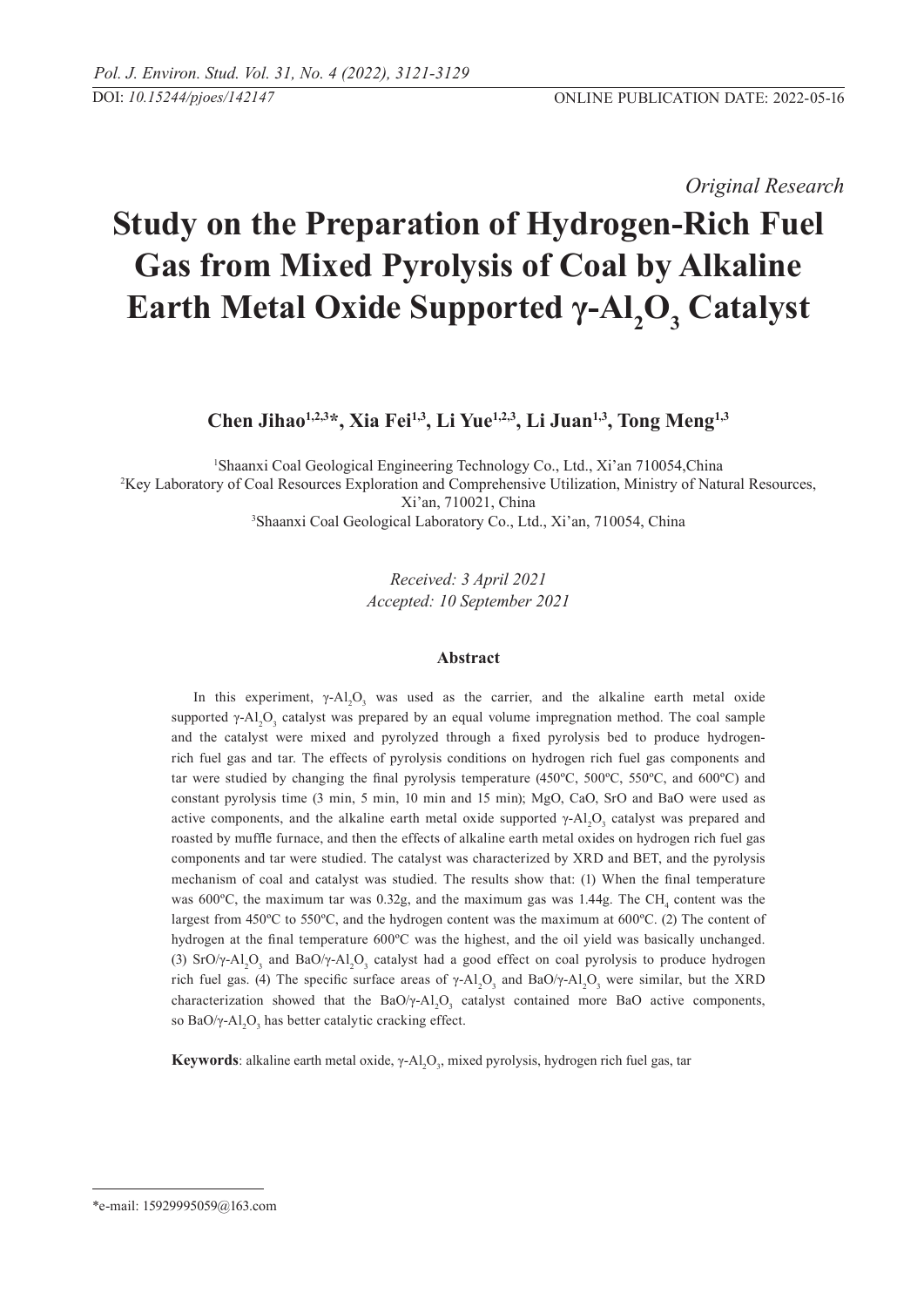DOI: *10.15244/pjoes/142147*

ONLINE PUBLICATION DATE: 2022-05-16

*Original Research*

# Study on the Preparation of Hydrogen-Rich Fuel Gas from Mixed Pyrolysis of Coal by Alkaline Earth Metal Oxide Supported γ-$Al_2O_3$ Catalyst

**Chen Jihao[1,2,3]*, Xia Fei[1,3], Li Yue[1,2,3], Li Juan[1,3], Tong Meng[1,3]**

[1]Shaanxi Coal Geological Engineering Technology Co., Ltd., Xi'an 710054,China
[2]Key Laboratory of Coal Resources Exploration and Comprehensive Utilization, Ministry of Natural Resources, Xi'an, 710021, China
[3]Shaanxi Coal Geological Laboratory Co., Ltd., Xi'an, 710054, China

*Received: 3 April 2021*
*Accepted: 10 September 2021*

## Abstract

In this experiment, γ-$Al_2O_3$ was used as the carrier, and the alkaline earth metal oxide supported γ-$Al_2O_3$ catalyst was prepared by an equal volume impregnation method. The coal sample and the catalyst were mixed and pyrolyzed through a fixed pyrolysis bed to produce hydrogen-rich fuel gas and tar. The effects of pyrolysis conditions on hydrogen rich fuel gas components and tar were studied by changing the final pyrolysis temperature (450ºC, 500ºC, 550ºC, and 600ºC) and constant pyrolysis time (3 min, 5 min, 10 min and 15 min); MgO, CaO, SrO and BaO were used as active components, and the alkaline earth metal oxide supported γ-$Al_2O_3$ catalyst was prepared and roasted by muffle furnace, and then the effects of alkaline earth metal oxides on hydrogen rich fuel gas components and tar were studied. The catalyst was characterized by XRD and BET, and the pyrolysis mechanism of coal and catalyst was studied. The results show that: (1) When the final temperature was 600ºC, the maximum tar was 0.32g, and the maximum gas was 1.44g. The $CH_4$ content was the largest from 450ºC to 550ºC, and the hydrogen content was the maximum at 600ºC. (2) The content of hydrogen at the final temperature 600ºC was the highest, and the oil yield was basically unchanged. (3) SrO/γ-$Al_2O_3$ and BaO/γ-$Al_2O_3$ catalyst had a good effect on coal pyrolysis to produce hydrogen rich fuel gas. (4) The specific surface areas of γ-$Al_2O_3$ and BaO/γ-$Al_2O_3$ were similar, but the XRD characterization showed that the BaO/γ-$Al_2O_3$ catalyst contained more BaO active components, so BaO/γ-$Al_2O_3$ has better catalytic cracking effect.

**Keywords**: alkaline earth metal oxide, γ-$Al_2O_3$, mixed pyrolysis, hydrogen rich fuel gas, tar

*e-mail: 15929995059@163.com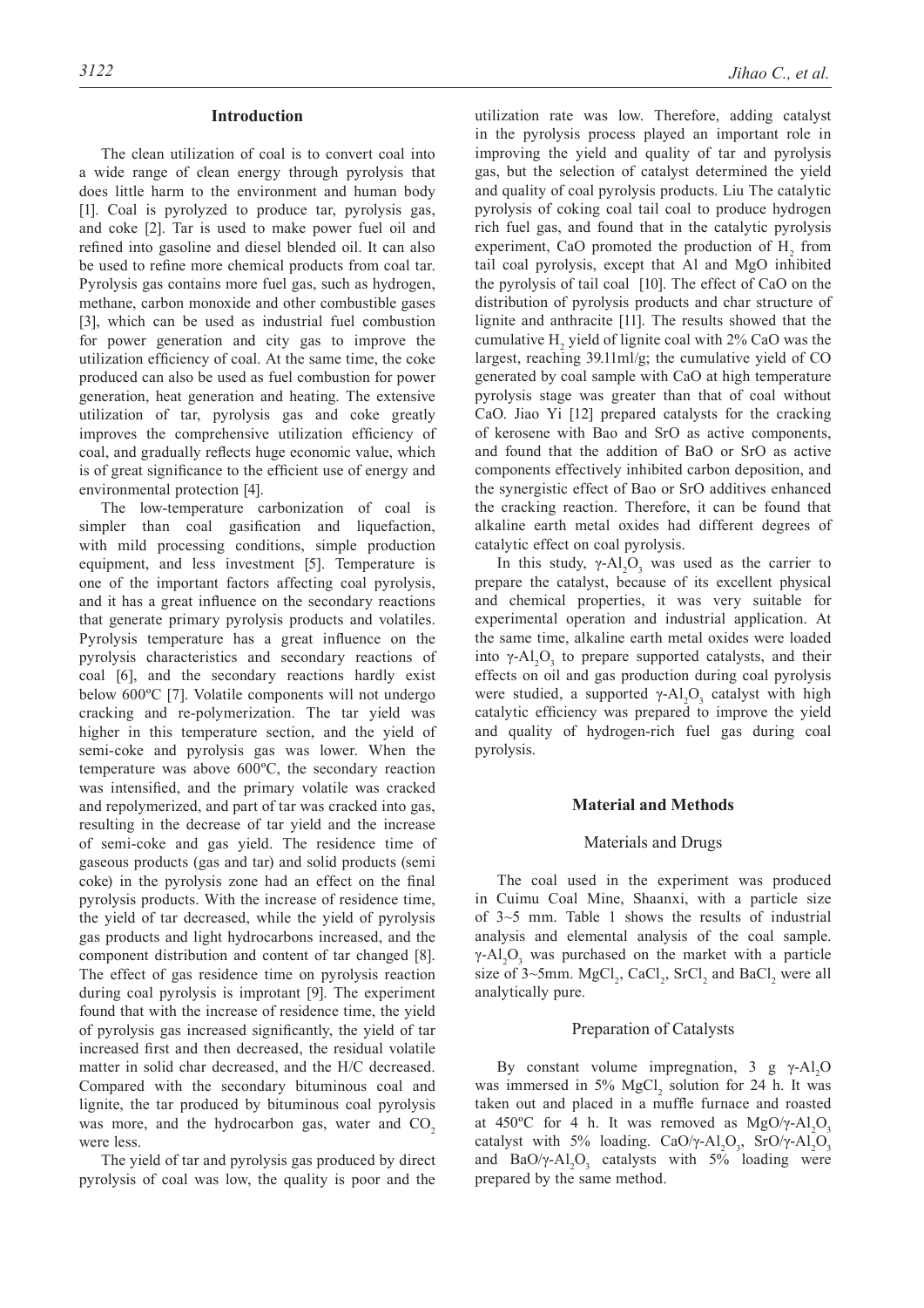## Introduction

The clean utilization of coal is to convert coal into a wide range of clean energy through pyrolysis that does little harm to the environment and human body [1]. Coal is pyrolyzed to produce tar, pyrolysis gas, and coke [2]. Tar is used to make power fuel oil and refined into gasoline and diesel blended oil. It can also be used to refine more chemical products from coal tar. Pyrolysis gas contains more fuel gas, such as hydrogen, methane, carbon monoxide and other combustible gases [3], which can be used as industrial fuel combustion for power generation and city gas to improve the utilization efficiency of coal. At the same time, the coke produced can also be used as fuel combustion for power generation, heat generation and heating. The extensive utilization of tar, pyrolysis gas and coke greatly improves the comprehensive utilization efficiency of coal, and gradually reflects huge economic value, which is of great significance to the efficient use of energy and environmental protection [4].

The low-temperature carbonization of coal is simpler than coal gasification and liquefaction, with mild processing conditions, simple production equipment, and less investment [5]. Temperature is one of the important factors affecting coal pyrolysis, and it has a great influence on the secondary reactions that generate primary pyrolysis products and volatiles. Pyrolysis temperature has a great influence on the pyrolysis characteristics and secondary reactions of coal [6], and the secondary reactions hardly exist below 600ºC [7]. Volatile components will not undergo cracking and re-polymerization. The tar yield was higher in this temperature section, and the yield of semi-coke and pyrolysis gas was lower. When the temperature was above 600ºC, the secondary reaction was intensified, and the primary volatile was cracked and repolymerized, and part of tar was cracked into gas, resulting in the decrease of tar yield and the increase of semi-coke and gas yield. The residence time of gaseous products (gas and tar) and solid products (semi coke) in the pyrolysis zone had an effect on the final pyrolysis products. With the increase of residence time, the yield of tar decreased, while the yield of pyrolysis gas products and light hydrocarbons increased, and the component distribution and content of tar changed [8]. The effect of gas residence time on pyrolysis reaction during coal pyrolysis is improtant [9]. The experiment found that with the increase of residence time, the yield of pyrolysis gas increased significantly, the yield of tar increased first and then decreased, the residual volatile matter in solid char decreased, and the H/C decreased. Compared with the secondary bituminous coal and lignite, the tar produced by bituminous coal pyrolysis was more, and the hydrocarbon gas, water and $CO_2$ were less.

The yield of tar and pyrolysis gas produced by direct pyrolysis of coal was low, the quality is poor and the utilization rate was low. Therefore, adding catalyst in the pyrolysis process played an important role in improving the yield and quality of tar and pyrolysis gas, but the selection of catalyst determined the yield and quality of coal pyrolysis products. Liu The catalytic pyrolysis of coking coal tail coal to produce hydrogen rich fuel gas, and found that in the catalytic pyrolysis experiment, CaO promoted the production of $H_2$ from tail coal pyrolysis, except that Al and MgO inhibited the pyrolysis of tail coal [10]. The effect of CaO on the distribution of pyrolysis products and char structure of lignite and anthracite [11]. The results showed that the cumulative $H_2$ yield of lignite coal with 2% CaO was the largest, reaching 39.11ml/g; the cumulative yield of CO generated by coal sample with CaO at high temperature pyrolysis stage was greater than that of coal without CaO. Jiao Yi [12] prepared catalysts for the cracking of kerosene with Bao and SrO as active components, and found that the addition of BaO or SrO as active components effectively inhibited carbon deposition, and the synergistic effect of Bao or SrO additives enhanced the cracking reaction. Therefore, it can be found that alkaline earth metal oxides had different degrees of catalytic effect on coal pyrolysis.

In this study, $\gamma$-$Al_2O_3$ was used as the carrier to prepare the catalyst, because of its excellent physical and chemical properties, it was very suitable for experimental operation and industrial application. At the same time, alkaline earth metal oxides were loaded into $\gamma$-$Al_2O_3$ to prepare supported catalysts, and their effects on oil and gas production during coal pyrolysis were studied, a supported $\gamma$-$Al_2O_3$ catalyst with high catalytic efficiency was prepared to improve the yield and quality of hydrogen-rich fuel gas during coal pyrolysis.

## Material and Methods

### Materials and Drugs

The coal used in the experiment was produced in Cuimu Coal Mine, Shaanxi, with a particle size of 3~5 mm. Table 1 shows the results of industrial analysis and elemental analysis of the coal sample. $\gamma$-$Al_2O_3$ was purchased on the market with a particle size of 3~5mm. $MgCl_2$, $CaCl_2$, $SrCl_2$ and $BaCl_2$ were all analytically pure.

### Preparation of Catalysts

By constant volume impregnation, 3 g $\gamma$-$Al_2O$ was immersed in 5% $MgCl_2$ solution for 24 h. It was taken out and placed in a muffle furnace and roasted at 450ºC for 4 h. It was removed as $MgO/\gamma$-$Al_2O_3$ catalyst with 5% loading. $CaO/\gamma$-$Al_2O_3$, $SrO/\gamma$-$Al_2O_3$ and $BaO/\gamma$-$Al_2O_3$ catalysts with 5% loading were prepared by the same method.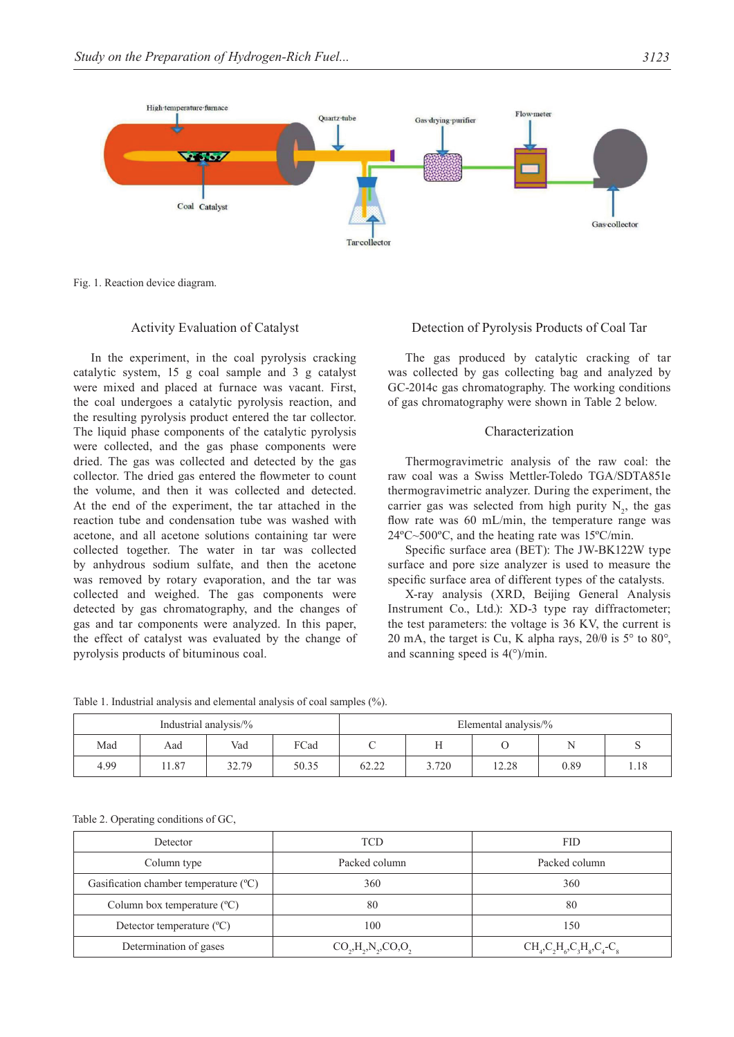Fig. 1. Reaction device diagram.

## Activity Evaluation of Catalyst

In the experiment, in the coal pyrolysis cracking catalytic system, 15 g coal sample and 3 g catalyst were mixed and placed at furnace was vacant. First, the coal undergoes a catalytic pyrolysis reaction, and the resulting pyrolysis product entered the tar collector. The liquid phase components of the catalytic pyrolysis were collected, and the gas phase components were dried. The gas was collected and detected by the gas collector. The dried gas entered the flowmeter to count the volume, and then it was collected and detected. At the end of the experiment, the tar attached in the reaction tube and condensation tube was washed with acetone, and all acetone solutions containing tar were collected together. The water in tar was collected by anhydrous sodium sulfate, and then the acetone was removed by rotary evaporation, and the tar was collected and weighed. The gas components were detected by gas chromatography, and the changes of gas and tar components were analyzed. In this paper, the effect of catalyst was evaluated by the change of pyrolysis products of bituminous coal.

## Detection of Pyrolysis Products of Coal Tar

The gas produced by catalytic cracking of tar was collected by gas collecting bag and analyzed by GC-2014c gas chromatography. The working conditions of gas chromatography were shown in Table 2 below.

## Characterization

Thermogravimetric analysis of the raw coal: the raw coal was a Swiss Mettler-Toledo TGA/SDTA851e thermogravimetric analyzer. During the experiment, the carrier gas was selected from high purity $N_2$, the gas flow rate was 60 mL/min, the temperature range was 24ºC~500ºC, and the heating rate was 15ºC/min.

Specific surface area (BET): The JW-BK122W type surface and pore size analyzer is used to measure the specific surface area of different types of the catalysts.

X-ray analysis (XRD, Beijing General Analysis Instrument Co., Ltd.): XD-3 type ray diffractometer; the test parameters: the voltage is 36 KV, the current is 20 mA, the target is Cu, K alpha rays, 2θ/θ is 5° to 80°, and scanning speed is 4(°)/min.

Table 1. Industrial analysis and elemental analysis of coal samples (%).

| Industrial analysis/% | | | | Elemental analysis/% | | | | |
|---|---|---|---|---|---|---|---|---|
| Mad | Aad | Vad | FCad | C | H | O | N | S |
| 4.99 | 11.87 | 32.79 | 50.35 | 62.22 | 3.720 | 12.28 | 0.89 | 1.18 |

Table 2. Operating conditions of GC,

| Detector | TCD | FID |
|---|---|---|
| Column type | Packed column | Packed column |
| Gasification chamber temperature (ºC) | 360 | 360 |
| Column box temperature (ºC) | 80 | 80 |
| Detector temperature (ºC) | 100 | 150 |
| Determination of gases | $CO_2$,$H_2$,$N_2$,CO,$O_2$ | $CH_4$,$C_2H_6$,$C_3H_8$,$C_4$-$C_8$ |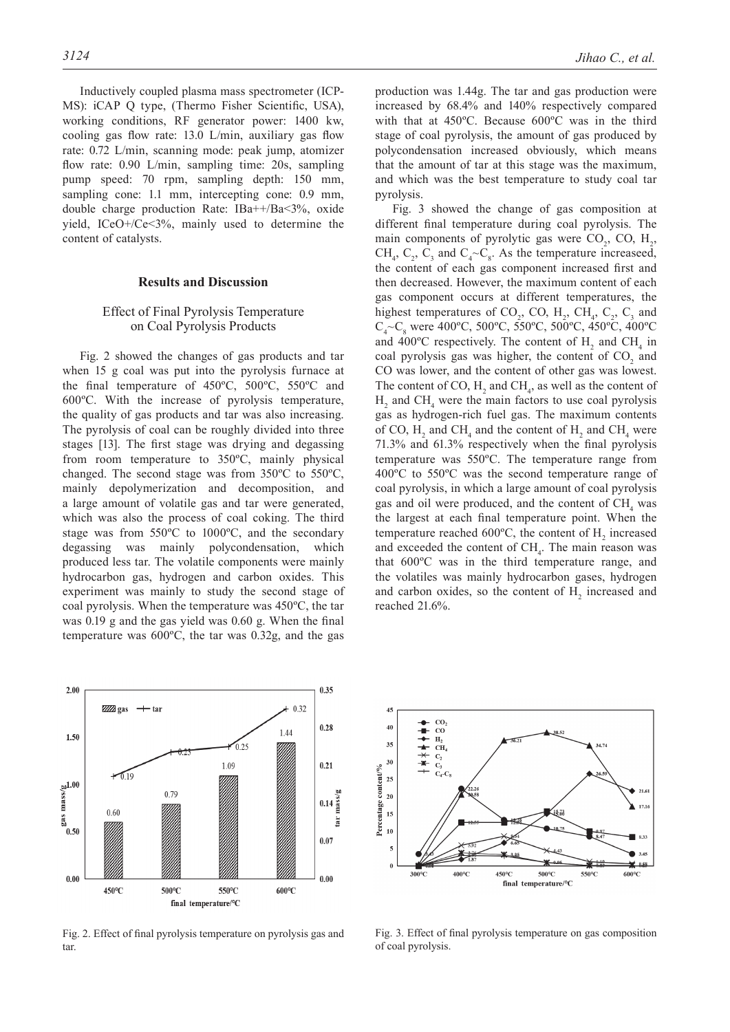Inductively coupled plasma mass spectrometer (ICP-MS): iCAP Q type, (Thermo Fisher Scientific, USA), working conditions, RF generator power: 1400 kw, cooling gas flow rate: 13.0 L/min, auxiliary gas flow rate: 0.72 L/min, scanning mode: peak jump, atomizer flow rate: 0.90 L/min, sampling time: 20s, sampling pump speed: 70 rpm, sampling depth: 150 mm, sampling cone: 1.1 mm, intercepting cone: 0.9 mm, double charge production Rate: IBa++/Ba<3%, oxide yield, ICeO+/Ce<3%, mainly used to determine the content of catalysts.

## Results and Discussion

### Effect of Final Pyrolysis Temperature on Coal Pyrolysis Products

Fig. 2 showed the changes of gas products and tar when 15 g coal was put into the pyrolysis furnace at the final temperature of 450ºC, 500ºC, 550ºC and 600ºC. With the increase of pyrolysis temperature, the quality of gas products and tar was also increasing. The pyrolysis of coal can be roughly divided into three stages [13]. The first stage was drying and degassing from room temperature to 350ºC, mainly physical changed. The second stage was from 350ºC to 550ºC, mainly depolymerization and decomposition, and a large amount of volatile gas and tar were generated, which was also the process of coal coking. The third stage was from 550ºC to 1000ºC, and the secondary degassing was mainly polycondensation, which produced less tar. The volatile components were mainly hydrocarbon gas, hydrogen and carbon oxides. This experiment was mainly to study the second stage of coal pyrolysis. When the temperature was 450ºC, the tar was 0.19 g and the gas yield was 0.60 g. When the final temperature was 600ºC, the tar was 0.32g, and the gas production was 1.44g. The tar and gas production were increased by 68.4% and 140% respectively compared with that at 450ºC. Because 600ºC was in the third stage of coal pyrolysis, the amount of gas produced by polycondensation increased obviously, which means that the amount of tar at this stage was the maximum, and which was the best temperature to study coal tar pyrolysis.

Fig. 3 showed the change of gas composition at different final temperature during coal pyrolysis. The main components of pyrolytic gas were $CO_2$, CO, $H_2$, $CH_4$, $C_2$, $C_3$ and $C_4$~$C_8$. As the temperature increaseed, the content of each gas component increased first and then decreased. However, the maximum content of each gas component occurs at different temperatures, the highest temperatures of $CO_2$, CO, $H_2$, $CH_4$, $C_2$, $C_3$ and $C_4$~$C_8$ were 400ºC, 500ºC, 550ºC, 500ºC, 450ºC, 400ºC and 400ºC respectively. The content of $H_2$ and $CH_4$ in coal pyrolysis gas was higher, the content of $CO_2$ and CO was lower, and the content of other gas was lowest. The content of CO, $H_2$ and $CH_4$, as well as the content of $H_2$ and $CH_4$ were the main factors to use coal pyrolysis gas as hydrogen-rich fuel gas. The maximum contents of CO, $H_2$ and $CH_4$ and the content of $H_2$ and $CH_4$ were 71.3% and 61.3% respectively when the final pyrolysis temperature was 550ºC. The temperature range from 400ºC to 550ºC was the second temperature range of coal pyrolysis, in which a large amount of coal pyrolysis gas and oil were produced, and the content of $CH_4$ was the largest at each final temperature point. When the temperature reached 600ºC, the content of $H_2$ increased and exceeded the content of $CH_4$. The main reason was that 600ºC was in the third temperature range, and the volatiles was mainly hydrocarbon gases, hydrogen and carbon oxides, so the content of $H_2$ increased and reached 21.6%.

Fig. 2. Effect of final pyrolysis temperature on pyrolysis gas and tar.

Fig. 3. Effect of final pyrolysis temperature on gas composition of coal pyrolysis.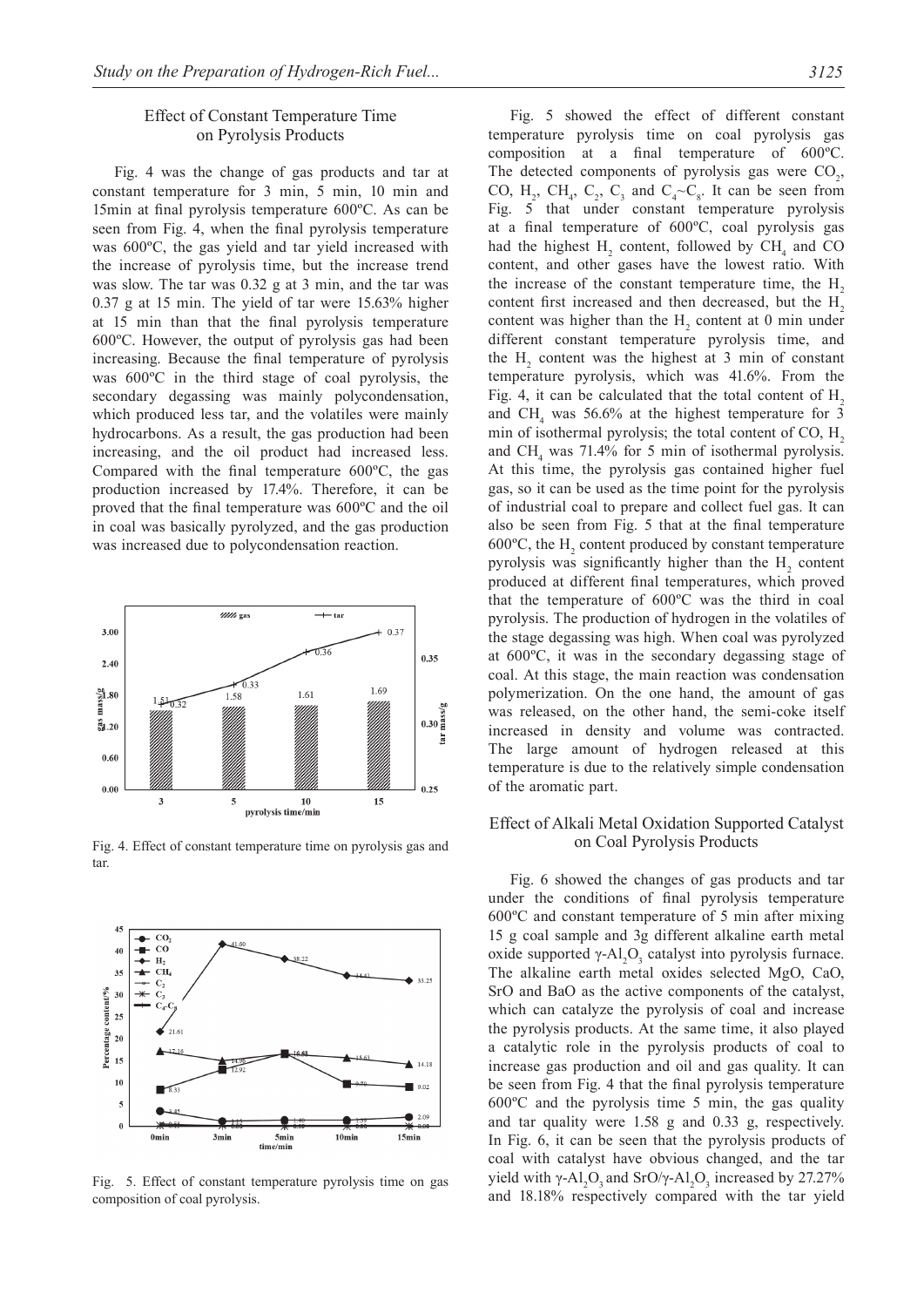### Effect of Constant Temperature Time on Pyrolysis Products

Fig. 4 was the change of gas products and tar at constant temperature for 3 min, 5 min, 10 min and 15min at final pyrolysis temperature 600ºC. As can be seen from Fig. 4, when the final pyrolysis temperature was 600ºC, the gas yield and tar yield increased with the increase of pyrolysis time, but the increase trend was slow. The tar was 0.32 g at 3 min, and the tar was 0.37 g at 15 min. The yield of tar were 15.63% higher at 15 min than that the final pyrolysis temperature 600ºC. However, the output of pyrolysis gas had been increasing. Because the final temperature of pyrolysis was 600ºC in the third stage of coal pyrolysis, the secondary degassing was mainly polycondensation, which produced less tar, and the volatiles were mainly hydrocarbons. As a result, the gas production had been increasing, and the oil product had increased less. Compared with the final temperature 600ºC, the gas production increased by 17.4%. Therefore, it can be proved that the final temperature was 600ºC and the oil in coal was basically pyrolyzed, and the gas production was increased due to polycondensation reaction.

Fig. 4. Effect of constant temperature time on pyrolysis gas and tar.

Fig. 5. Effect of constant temperature pyrolysis time on gas composition of coal pyrolysis.

Fig. 5 showed the effect of different constant temperature pyrolysis time on coal pyrolysis gas composition at a final temperature of 600ºC. The detected components of pyrolysis gas were $CO_2$, CO, $H_2$, $CH_4$, $C_2$, $C_3$ and $C_4$~$C_8$. It can be seen from Fig. 5 that under constant temperature pyrolysis at a final temperature of 600ºC, coal pyrolysis gas had the highest $H_2$ content, followed by $CH_4$ and CO content, and other gases have the lowest ratio. With the increase of the constant temperature time, the $H_2$ content first increased and then decreased, but the $H_2$ content was higher than the $H_2$ content at 0 min under different constant temperature pyrolysis time, and the $H_2$ content was the highest at 3 min of constant temperature pyrolysis, which was 41.6%. From the Fig. 4, it can be calculated that the total content of $H_2$ and $CH_4$ was 56.6% at the highest temperature for 3 min of isothermal pyrolysis; the total content of CO, $H_2$ and $CH_4$ was 71.4% for 5 min of isothermal pyrolysis. At this time, the pyrolysis gas contained higher fuel gas, so it can be used as the time point for the pyrolysis of industrial coal to prepare and collect fuel gas. It can also be seen from Fig. 5 that at the final temperature 600ºC, the $H_2$ content produced by constant temperature pyrolysis was significantly higher than the $H_2$ content produced at different final temperatures, which proved that the temperature of 600ºC was the third in coal pyrolysis. The production of hydrogen in the volatiles of the stage degassing was high. When coal was pyrolyzed at 600ºC, it was in the secondary degassing stage of coal. At this stage, the main reaction was condensation polymerization. On the one hand, the amount of gas was released, on the other hand, the semi-coke itself increased in density and volume was contracted. The large amount of hydrogen released at this temperature is due to the relatively simple condensation of the aromatic part.

### Effect of Alkali Metal Oxidation Supported Catalyst on Coal Pyrolysis Products

Fig. 6 showed the changes of gas products and tar under the conditions of final pyrolysis temperature 600ºC and constant temperature of 5 min after mixing 15 g coal sample and 3g different alkaline earth metal oxide supported $\gamma$-$Al_2O_3$ catalyst into pyrolysis furnace. The alkaline earth metal oxides selected MgO, CaO, SrO and BaO as the active components of the catalyst, which can catalyze the pyrolysis of coal and increase the pyrolysis products. At the same time, it also played a catalytic role in the pyrolysis products of coal to increase gas production and oil and gas quality. It can be seen from Fig. 4 that the final pyrolysis temperature 600ºC and the pyrolysis time 5 min, the gas quality and tar quality were 1.58 g and 0.33 g, respectively. In Fig. 6, it can be seen that the pyrolysis products of coal with catalyst have obvious changed, and the tar yield with $\gamma$-$Al_2O_3$ and SrO/$\gamma$-$Al_2O_3$ increased by 27.27% and 18.18% respectively compared with the tar yield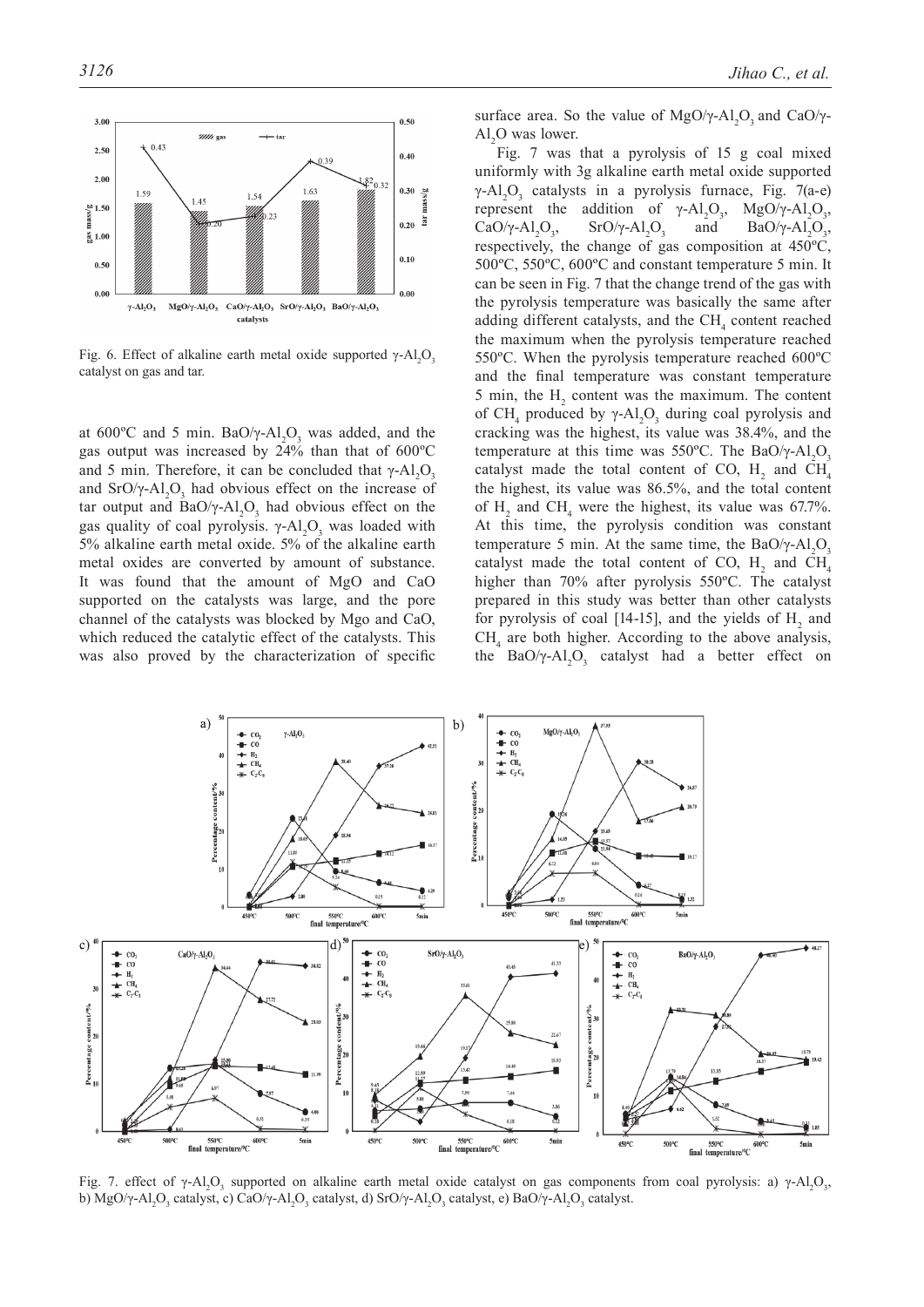Fig. 6. Effect of alkaline earth metal oxide supported $\gamma$-$Al_2O_3$ catalyst on gas and tar.

at 600ºC and 5 min. $BaO/\gamma$-$Al_2O_3$ was added, and the gas output was increased by 24% than that of 600ºC and 5 min. Therefore, it can be concluded that $\gamma$-$Al_2O_3$ and $SrO/\gamma$-$Al_2O_3$ had obvious effect on the increase of tar output and $BaO/\gamma$-$Al_2O_3$ had obvious effect on the gas quality of coal pyrolysis. $\gamma$-$Al_2O_3$ was loaded with 5% alkaline earth metal oxide. 5% of the alkaline earth metal oxides are converted by amount of substance. It was found that the amount of MgO and CaO supported on the catalysts was large, and the pore channel of the catalysts was blocked by Mgo and CaO, which reduced the catalytic effect of the catalysts. This was also proved by the characterization of specific surface area. So the value of $MgO/\gamma$-$Al_2O_3$ and $CaO/\gamma$-$Al_2O$ was lower.

Fig. 7 was that a pyrolysis of 15 g coal mixed uniformly with 3g alkaline earth metal oxide supported $\gamma$-$Al_2O_3$ catalysts in a pyrolysis furnace, Fig. 7(a-e) represent the addition of $\gamma$-$Al_2O_3$, $MgO/\gamma$-$Al_2O_3$, $CaO/\gamma$-$Al_2O_3$, $SrO/\gamma$-$Al_2O_3$ and $BaO/\gamma$-$Al_2O_3$, respectively, the change of gas composition at 450ºC, 500ºC, 550ºC, 600ºC and constant temperature 5 min. It can be seen in Fig. 7 that the change trend of the gas with the pyrolysis temperature was basically the same after adding different catalysts, and the $CH_4$ content reached the maximum when the pyrolysis temperature reached 550ºC. When the pyrolysis temperature reached 600ºC and the final temperature was constant temperature 5 min, the $H_2$ content was the maximum. The content of $CH_4$ produced by $\gamma$-$Al_2O_3$ during coal pyrolysis and cracking was the highest, its value was 38.4%, and the temperature at this time was 550ºC. The $BaO/\gamma$-$Al_2O_3$ catalyst made the total content of CO, $H_2$ and $CH_4$ the highest, its value was 86.5%, and the total content of $H_2$ and $CH_4$ were the highest, its value was 67.7%. At this time, the pyrolysis condition was constant temperature 5 min. At the same time, the $BaO/\gamma$-$Al_2O_3$ catalyst made the total content of CO, $H_2$ and $CH_4$ higher than 70% after pyrolysis 550ºC. The catalyst prepared in this study was better than other catalysts for pyrolysis of coal [14-15], and the yields of $H_2$ and $CH_4$ are both higher. According to the above analysis, the $BaO/\gamma$-$Al_2O_3$ catalyst had a better effect on

Fig. 7. effect of $\gamma$-$Al_2O_3$ supported on alkaline earth metal oxide catalyst on gas components from coal pyrolysis: a) $\gamma$-$Al_2O_3$, b) $MgO/\gamma$-$Al_2O_3$ catalyst, c) $CaO/\gamma$-$Al_2O_3$ catalyst, d) $SrO/\gamma$-$Al_2O_3$ catalyst, e) $BaO/\gamma$-$Al_2O_3$ catalyst.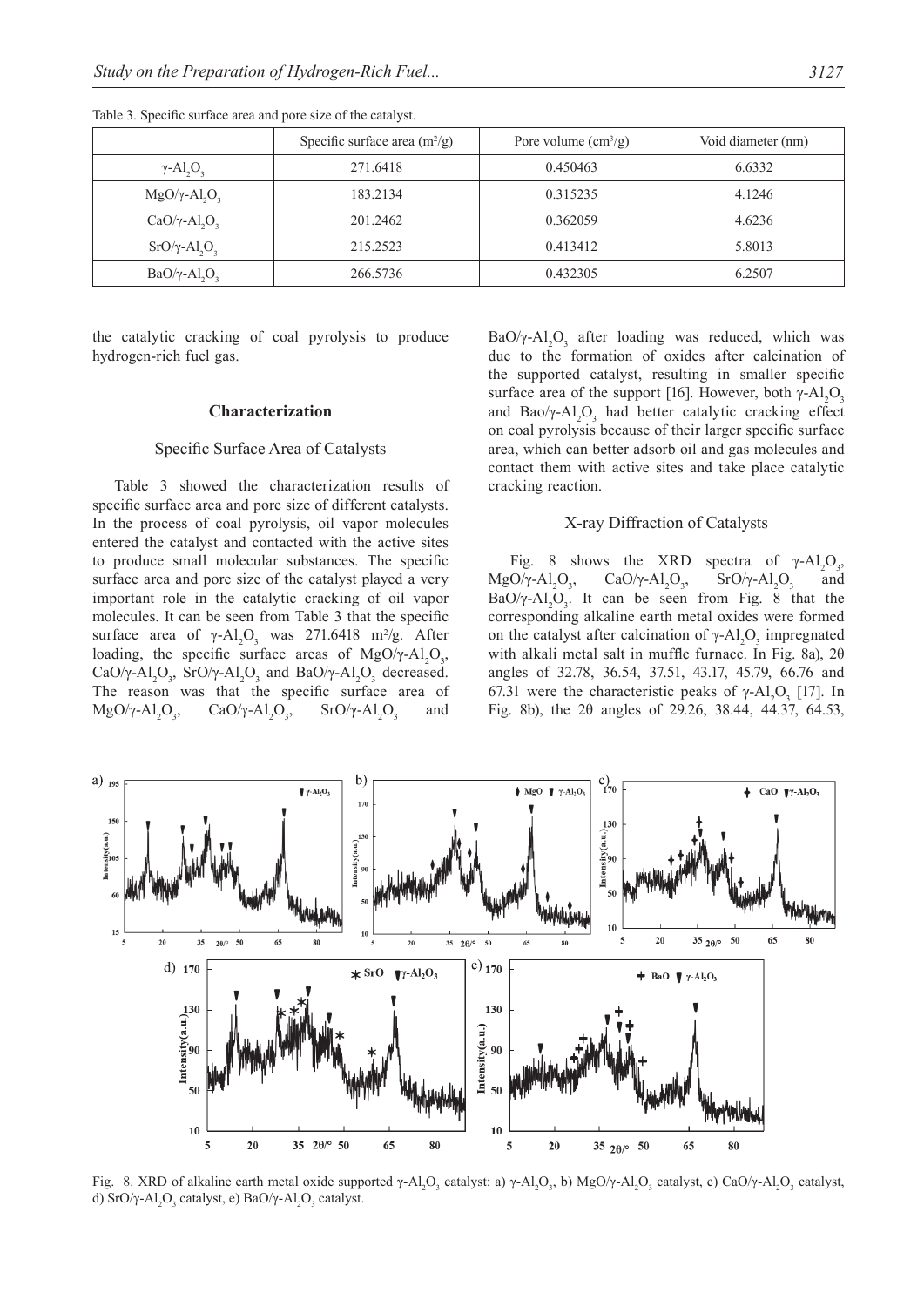Table 3. Specific surface area and pore size of the catalyst.

| | Specific surface area ($m^2/g$) | Pore volume ($cm^3/g$) | Void diameter (nm) |
|---|---|---|---|
| $\gamma$-$Al_2O_3$ | 271.6418 | 0.450463 | 6.6332 |
| $MgO/\gamma$-$Al_2O_3$ | 183.2134 | 0.315235 | 4.1246 |
| $CaO/\gamma$-$Al_2O_3$ | 201.2462 | 0.362059 | 4.6236 |
| $SrO/\gamma$-$Al_2O_3$ | 215.2523 | 0.413412 | 5.8013 |
| $BaO/\gamma$-$Al_2O_3$ | 266.5736 | 0.432305 | 6.2507 |

the catalytic cracking of coal pyrolysis to produce hydrogen-rich fuel gas.

## Characterization

### Specific Surface Area of Catalysts

Table 3 showed the characterization results of specific surface area and pore size of different catalysts. In the process of coal pyrolysis, oil vapor molecules entered the catalyst and contacted with the active sites to produce small molecular substances. The specific surface area and pore size of the catalyst played a very important role in the catalytic cracking of oil vapor molecules. It can be seen from Table 3 that the specific surface area of $\gamma$-$Al_2O_3$ was 271.6418 $m^2/g$. After loading, the specific surface areas of $MgO/\gamma$-$Al_2O_3$, $CaO/\gamma$-$Al_2O_3$, $SrO/\gamma$-$Al_2O_3$ and $BaO/\gamma$-$Al_2O_3$ decreased. The reason was that the specific surface area of $MgO/\gamma$-$Al_2O_3$, $CaO/\gamma$-$Al_2O_3$, $SrO/\gamma$-$Al_2O_3$ and $BaO/\gamma$-$Al_2O_3$ after loading was reduced, which was due to the formation of oxides after calcination of the supported catalyst, resulting in smaller specific surface area of the support [16]. However, both $\gamma$-$Al_2O_3$ and $Bao/\gamma$-$Al_2O_3$ had better catalytic cracking effect on coal pyrolysis because of their larger specific surface area, which can better adsorb oil and gas molecules and contact them with active sites and take place catalytic cracking reaction.

### X-ray Diffraction of Catalysts

Fig. 8 shows the XRD spectra of $\gamma$-$Al_2O_3$, $MgO/\gamma$-$Al_2O_3$, $CaO/\gamma$-$Al_2O_3$, $SrO/\gamma$-$Al_2O_3$ and $BaO/\gamma$-$Al_2O_3$. It can be seen from Fig. 8 that the corresponding alkaline earth metal oxides were formed on the catalyst after calcination of $\gamma$-$Al_2O_3$ impregnated with alkali metal salt in muffle furnace. In Fig. 8a), 2θ angles of 32.78, 36.54, 37.51, 43.17, 45.79, 66.76 and 67.31 were the characteristic peaks of $\gamma$-$Al_2O_3$ [17]. In Fig. 8b), the 2θ angles of 29.26, 38.44, 44.37, 64.53,

Fig. 8. XRD of alkaline earth metal oxide supported $\gamma$-$Al_2O_3$ catalyst: a) $\gamma$-$Al_2O_3$, b) $MgO/\gamma$-$Al_2O_3$ catalyst, c) $CaO/\gamma$-$Al_2O_3$ catalyst, d) $SrO/\gamma$-$Al_2O_3$ catalyst, e) $BaO/\gamma$-$Al_2O_3$ catalyst.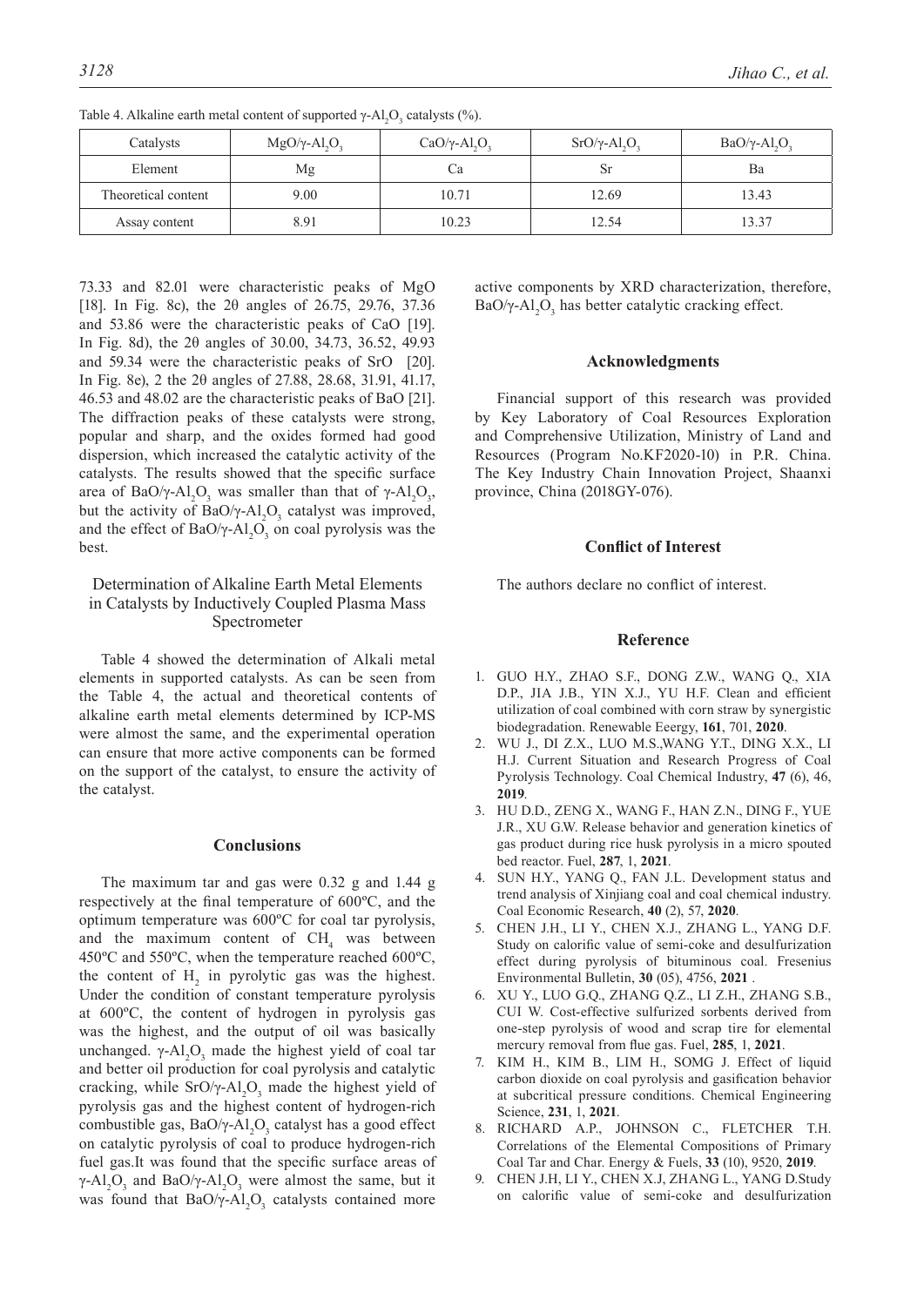Table 4. Alkaline earth metal content of supported $\gamma$-$Al_2O_3$ catalysts (%).

| Catalysts | $MgO/\gamma$-$Al_2O_3$ | $CaO/\gamma$-$Al_2O_3$ | $SrO/\gamma$-$Al_2O_3$ | $BaO/\gamma$-$Al_2O_3$ |
|---|---|---|---|---|
| Element | Mg | Ca | Sr | Ba |
| Theoretical content | 9.00 | 10.71 | 12.69 | 13.43 |
| Assay content | 8.91 | 10.23 | 12.54 | 13.37 |

73.33 and 82.01 were characteristic peaks of MgO [18]. In Fig. 8c), the 2θ angles of 26.75, 29.76, 37.36 and 53.86 were the characteristic peaks of CaO [19]. In Fig. 8d), the 2θ angles of 30.00, 34.73, 36.52, 49.93 and 59.34 were the characteristic peaks of SrO [20]. In Fig. 8e), 2 the 2θ angles of 27.88, 28.68, 31.91, 41.17, 46.53 and 48.02 are the characteristic peaks of BaO [21]. The diffraction peaks of these catalysts were strong, popular and sharp, and the oxides formed had good dispersion, which increased the catalytic activity of the catalysts. The results showed that the specific surface area of $BaO/\gamma$-$Al_2O_3$ was smaller than that of $\gamma$-$Al_2O_3$, but the activity of $BaO/\gamma$-$Al_2O_3$ catalyst was improved, and the effect of $BaO/\gamma$-$Al_2O_3$ on coal pyrolysis was the best.

### Determination of Alkaline Earth Metal Elements in Catalysts by Inductively Coupled Plasma Mass Spectrometer

Table 4 showed the determination of Alkali metal elements in supported catalysts. As can be seen from the Table 4, the actual and theoretical contents of alkaline earth metal elements determined by ICP-MS were almost the same, and the experimental operation can ensure that more active components can be formed on the support of the catalyst, to ensure the activity of the catalyst.

## Conclusions

The maximum tar and gas were 0.32 g and 1.44 g respectively at the final temperature of 600ºC, and the optimum temperature was 600ºC for coal tar pyrolysis, and the maximum content of $CH_4$ was between 450ºC and 550ºC, when the temperature reached 600ºC, the content of $H_2$ in pyrolytic gas was the highest. Under the condition of constant temperature pyrolysis at 600ºC, the content of hydrogen in pyrolysis gas was the highest, and the output of oil was basically unchanged. $\gamma$-$Al_2O_3$ made the highest yield of coal tar and better oil production for coal pyrolysis and catalytic cracking, while $SrO/\gamma$-$Al_2O_3$ made the highest yield of pyrolysis gas and the highest content of hydrogen-rich combustible gas, $BaO/\gamma$-$Al_2O_3$ catalyst has a good effect on catalytic pyrolysis of coal to produce hydrogen-rich fuel gas.It was found that the specific surface areas of $\gamma$-$Al_2O_3$ and $BaO/\gamma$-$Al_2O_3$ were almost the same, but it was found that $BaO/\gamma$-$Al_2O_3$ catalysts contained more active components by XRD characterization, therefore, $BaO/\gamma$-$Al_2O_3$ has better catalytic cracking effect.

## Acknowledgments

Financial support of this research was provided by Key Laboratory of Coal Resources Exploration and Comprehensive Utilization, Ministry of Land and Resources (Program No.KF2020-10) in P.R. China. The Key Industry Chain Innovation Project, Shaanxi province, China (2018GY-076).

## Conflict of Interest

The authors declare no conflict of interest.

## Reference

1. GUO H.Y., ZHAO S.F., DONG Z.W., WANG Q., XIA D.P., JIA J.B., YIN X.J., YU H.F. Clean and efficient utilization of coal combined with corn straw by synergistic biodegradation. Renewable Eeergy, **161**, 701, **2020**.
2. WU J., DI Z.X., LUO M.S.,WANG Y.T., DING X.X., LI H.J. Current Situation and Research Progress of Coal Pyrolysis Technology. Coal Chemical Industry, **47** (6), 46, **2019**.
3. HU D.D., ZENG X., WANG F., HAN Z.N., DING F., YUE J.R., XU G.W. Release behavior and generation kinetics of gas product during rice husk pyrolysis in a micro spouted bed reactor. Fuel, **287**, 1, **2021**.
4. SUN H.Y., YANG Q., FAN J.L. Development status and trend analysis of Xinjiang coal and coal chemical industry. Coal Economic Research, **40** (2), 57, **2020**.
5. CHEN J.H., LI Y., CHEN X.J., ZHANG L., YANG D.F. Study on calorific value of semi-coke and desulfurization effect during pyrolysis of bituminous coal. Fresenius Environmental Bulletin, **30** (05), 4756, **2021** .
6. XU Y., LUO G.Q., ZHANG Q.Z., LI Z.H., ZHANG S.B., CUI W. Cost-effective sulfurized sorbents derived from one-step pyrolysis of wood and scrap tire for elemental mercury removal from flue gas. Fuel, **285**, 1, **2021**.
7. KIM H., KIM B., LIM H., SOMG J. Effect of liquid carbon dioxide on coal pyrolysis and gasification behavior at subcritical pressure conditions. Chemical Engineering Science, **231**, 1, **2021**.
8. RICHARD A.P., JOHNSON C., FLETCHER T.H. Correlations of the Elemental Compositions of Primary Coal Tar and Char. Energy & Fuels, **33** (10), 9520, **2019**.
9. CHEN J.H, LI Y., CHEN X.J, ZHANG L., YANG D.Study on calorific value of semi-coke and desulfurization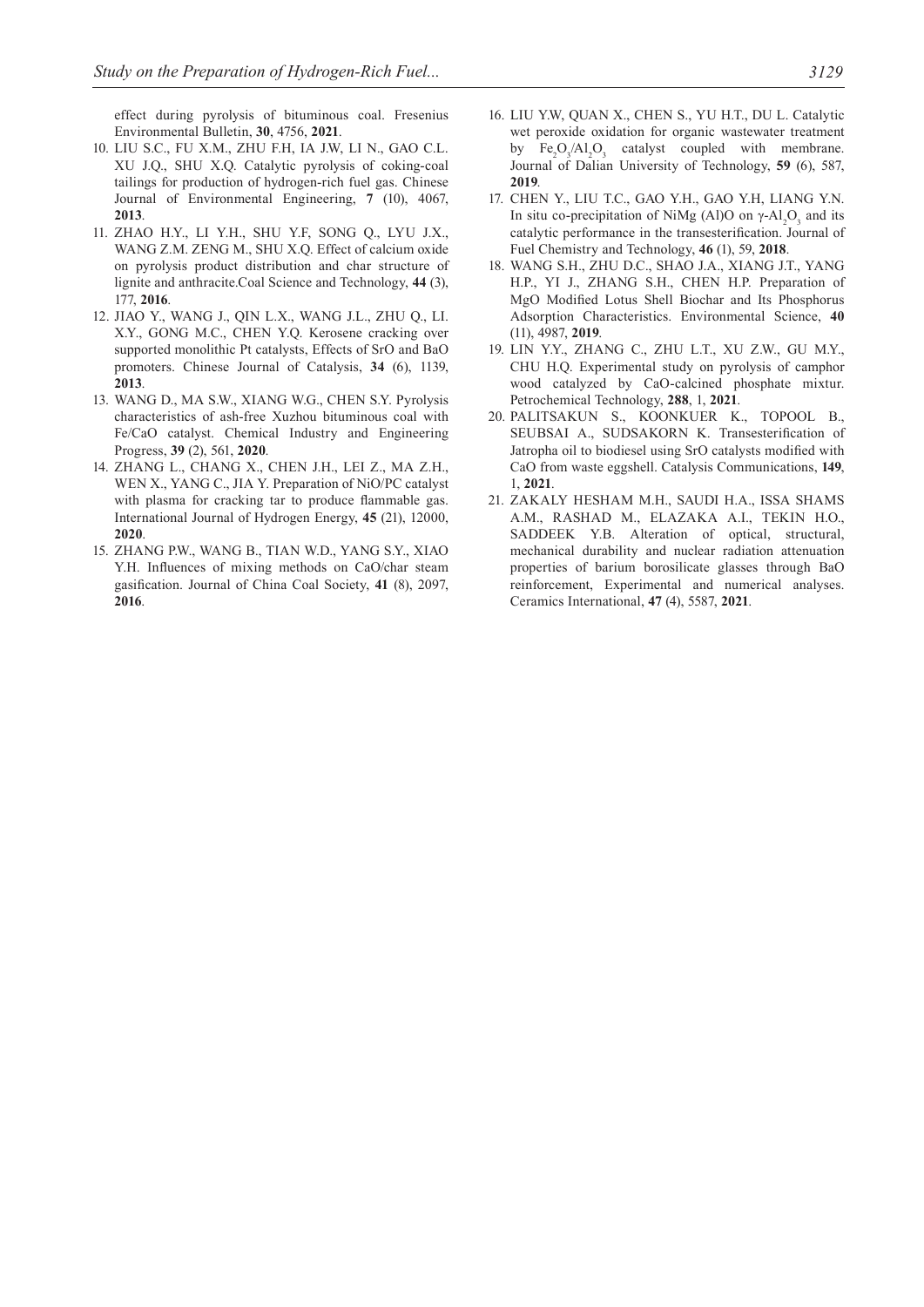effect during pyrolysis of bituminous coal. Fresenius Environmental Bulletin, **30**, 4756, **2021**.

10. LIU S.C., FU X.M., ZHU F.H, IA J.W, LI N., GAO C.L. XU J.Q., SHU X.Q. Catalytic pyrolysis of coking-coal tailings for production of hydrogen-rich fuel gas. Chinese Journal of Environmental Engineering, **7** (10), 4067, **2013**.
11. ZHAO H.Y., LI Y.H., SHU Y.F, SONG Q., LYU J.X., WANG Z.M. ZENG M., SHU X.Q. Effect of calcium oxide on pyrolysis product distribution and char structure of lignite and anthracite.Coal Science and Technology, **44** (3), 177, **2016**.
12. JIAO Y., WANG J., QIN L.X., WANG J.L., ZHU Q., LI. X.Y., GONG M.C., CHEN Y.Q. Kerosene cracking over supported monolithic Pt catalysts, Effects of SrO and BaO promoters. Chinese Journal of Catalysis, **34** (6), 1139, **2013**.
13. WANG D., MA S.W., XIANG W.G., CHEN S.Y. Pyrolysis characteristics of ash-free Xuzhou bituminous coal with Fe/CaO catalyst. Chemical Industry and Engineering Progress, **39** (2), 561, **2020**.
14. ZHANG L., CHANG X., CHEN J.H., LEI Z., MA Z.H., WEN X., YANG C., JIA Y. Preparation of NiO/PC catalyst with plasma for cracking tar to produce flammable gas. International Journal of Hydrogen Energy, **45** (21), 12000, **2020**.
15. ZHANG P.W., WANG B., TIAN W.D., YANG S.Y., XIAO Y.H. Influences of mixing methods on CaO/char steam gasification. Journal of China Coal Society, **41** (8), 2097, **2016**.
16. LIU Y.W, QUAN X., CHEN S., YU H.T., DU L. Catalytic wet peroxide oxidation for organic wastewater treatment by $Fe_2O_3/Al_2O_3$ catalyst coupled with membrane. Journal of Dalian University of Technology, **59** (6), 587, **2019**.
17. CHEN Y., LIU T.C., GAO Y.H., GAO Y.H, LIANG Y.N. In situ co-precipitation of NiMg (Al)O on $\gamma$-$Al_2O_3$ and its catalytic performance in the transesterification. Journal of Fuel Chemistry and Technology, **46** (1), 59, **2018**.
18. WANG S.H., ZHU D.C., SHAO J.A., XIANG J.T., YANG H.P., YI J., ZHANG S.H., CHEN H.P. Preparation of MgO Modified Lotus Shell Biochar and Its Phosphorus Adsorption Characteristics. Environmental Science, **40** (11), 4987, **2019**.
19. LIN Y.Y., ZHANG C., ZHU L.T., XU Z.W., GU M.Y., CHU H.Q. Experimental study on pyrolysis of camphor wood catalyzed by CaO-calcined phosphate mixtur. Petrochemical Technology, **288**, 1, **2021**.
20. PALITSAKUN S., KOONKUER K., TOPOOL B., SEUBSAI A., SUDSAKORN K. Transesterification of Jatropha oil to biodiesel using SrO catalysts modified with CaO from waste eggshell. Catalysis Communications, **149**, 1, **2021**.
21. ZAKALY HESHAM M.H., SAUDI H.A., ISSA SHAMS A.M., RASHAD M., ELAZAKA A.I., TEKIN H.O., SADDEEK Y.B. Alteration of optical, structural, mechanical durability and nuclear radiation attenuation properties of barium borosilicate glasses through BaO reinforcement, Experimental and numerical analyses. Ceramics International, **47** (4), 5587, **2021**.